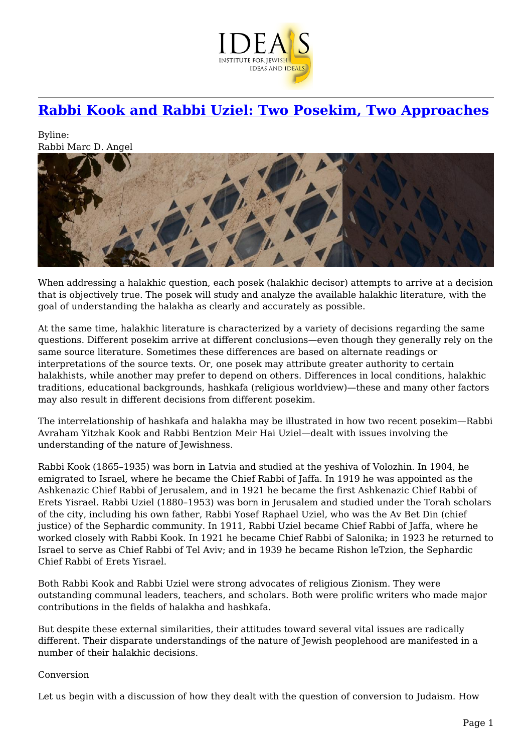# Rabbi Kook and Rabbi Uziel: Two Posekim, Two Approaches

Byline:
Rabbi Marc D. Angel

When addressing a halakhic question, each posek (halakhic decisor) attempts to arrive at a decision that is objectively true. The posek will study and analyze the available halakhic literature, with the goal of understanding the halakha as clearly and accurately as possible.

At the same time, halakhic literature is characterized by a variety of decisions regarding the same questions. Different posekim arrive at different conclusions—even though they generally rely on the same source literature. Sometimes these differences are based on alternate readings or interpretations of the source texts. Or, one posek may attribute greater authority to certain halakhists, while another may prefer to depend on others. Differences in local conditions, halakhic traditions, educational backgrounds, hashkafa (religious worldview)—these and many other factors may also result in different decisions from different posekim.

The interrelationship of hashkafa and halakha may be illustrated in how two recent posekim—Rabbi Avraham Yitzhak Kook and Rabbi Bentzion Meir Hai Uziel—dealt with issues involving the understanding of the nature of Jewishness.

Rabbi Kook (1865–1935) was born in Latvia and studied at the yeshiva of Volozhin. In 1904, he emigrated to Israel, where he became the Chief Rabbi of Jaffa. In 1919 he was appointed as the Ashkenazic Chief Rabbi of Jerusalem, and in 1921 he became the first Ashkenazic Chief Rabbi of Erets Yisrael. Rabbi Uziel (1880–1953) was born in Jerusalem and studied under the Torah scholars of the city, including his own father, Rabbi Yosef Raphael Uziel, who was the Av Bet Din (chief justice) of the Sephardic community. In 1911, Rabbi Uziel became Chief Rabbi of Jaffa, where he worked closely with Rabbi Kook. In 1921 he became Chief Rabbi of Salonika; in 1923 he returned to Israel to serve as Chief Rabbi of Tel Aviv; and in 1939 he became Rishon leTzion, the Sephardic Chief Rabbi of Erets Yisrael.

Both Rabbi Kook and Rabbi Uziel were strong advocates of religious Zionism. They were outstanding communal leaders, teachers, and scholars. Both were prolific writers who made major contributions in the fields of halakha and hashkafa.

But despite these external similarities, their attitudes toward several vital issues are radically different. Their disparate understandings of the nature of Jewish peoplehood are manifested in a number of their halakhic decisions.

## Conversion

Let us begin with a discussion of how they dealt with the question of conversion to Judaism. How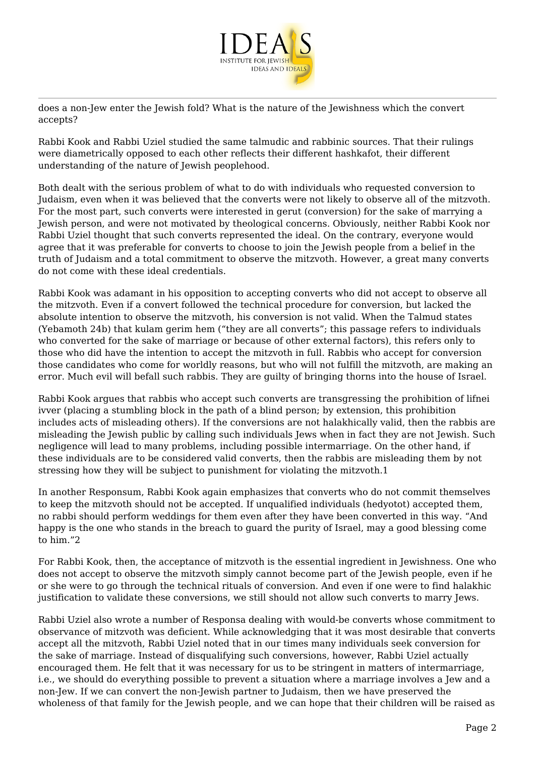does a non-Jew enter the Jewish fold? What is the nature of the Jewishness which the convert accepts?

Rabbi Kook and Rabbi Uziel studied the same talmudic and rabbinic sources. That their rulings were diametrically opposed to each other reflects their different hashkafot, their different understanding of the nature of Jewish peoplehood.

Both dealt with the serious problem of what to do with individuals who requested conversion to Judaism, even when it was believed that the converts were not likely to observe all of the mitzvoth. For the most part, such converts were interested in gerut (conversion) for the sake of marrying a Jewish person, and were not motivated by theological concerns. Obviously, neither Rabbi Kook nor Rabbi Uziel thought that such converts represented the ideal. On the contrary, everyone would agree that it was preferable for converts to choose to join the Jewish people from a belief in the truth of Judaism and a total commitment to observe the mitzvoth. However, a great many converts do not come with these ideal credentials.

Rabbi Kook was adamant in his opposition to accepting converts who did not accept to observe all the mitzvoth. Even if a convert followed the technical procedure for conversion, but lacked the absolute intention to observe the mitzvoth, his conversion is not valid. When the Talmud states (Yebamoth 24b) that kulam gerim hem ("they are all converts"; this passage refers to individuals who converted for the sake of marriage or because of other external factors), this refers only to those who did have the intention to accept the mitzvoth in full. Rabbis who accept for conversion those candidates who come for worldly reasons, but who will not fulfill the mitzvoth, are making an error. Much evil will befall such rabbis. They are guilty of bringing thorns into the house of Israel.

Rabbi Kook argues that rabbis who accept such converts are transgressing the prohibition of lifnei ivver (placing a stumbling block in the path of a blind person; by extension, this prohibition includes acts of misleading others). If the conversions are not halakhically valid, then the rabbis are misleading the Jewish public by calling such individuals Jews when in fact they are not Jewish. Such negligence will lead to many problems, including possible intermarriage. On the other hand, if these individuals are to be considered valid converts, then the rabbis are misleading them by not stressing how they will be subject to punishment for violating the mitzvoth.[1]

In another Responsum, Rabbi Kook again emphasizes that converts who do not commit themselves to keep the mitzvoth should not be accepted. If unqualified individuals (hedyotot) accepted them, no rabbi should perform weddings for them even after they have been converted in this way. "And happy is the one who stands in the breach to guard the purity of Israel, may a good blessing come to him."[2]

For Rabbi Kook, then, the acceptance of mitzvoth is the essential ingredient in Jewishness. One who does not accept to observe the mitzvoth simply cannot become part of the Jewish people, even if he or she were to go through the technical rituals of conversion. And even if one were to find halakhic justification to validate these conversions, we still should not allow such converts to marry Jews.

Rabbi Uziel also wrote a number of Responsa dealing with would-be converts whose commitment to observance of mitzvoth was deficient. While acknowledging that it was most desirable that converts accept all the mitzvoth, Rabbi Uziel noted that in our times many individuals seek conversion for the sake of marriage. Instead of disqualifying such conversions, however, Rabbi Uziel actually encouraged them. He felt that it was necessary for us to be stringent in matters of intermarriage, i.e., we should do everything possible to prevent a situation where a marriage involves a Jew and a non-Jew. If we can convert the non-Jewish partner to Judaism, then we have preserved the wholeness of that family for the Jewish people, and we can hope that their children will be raised as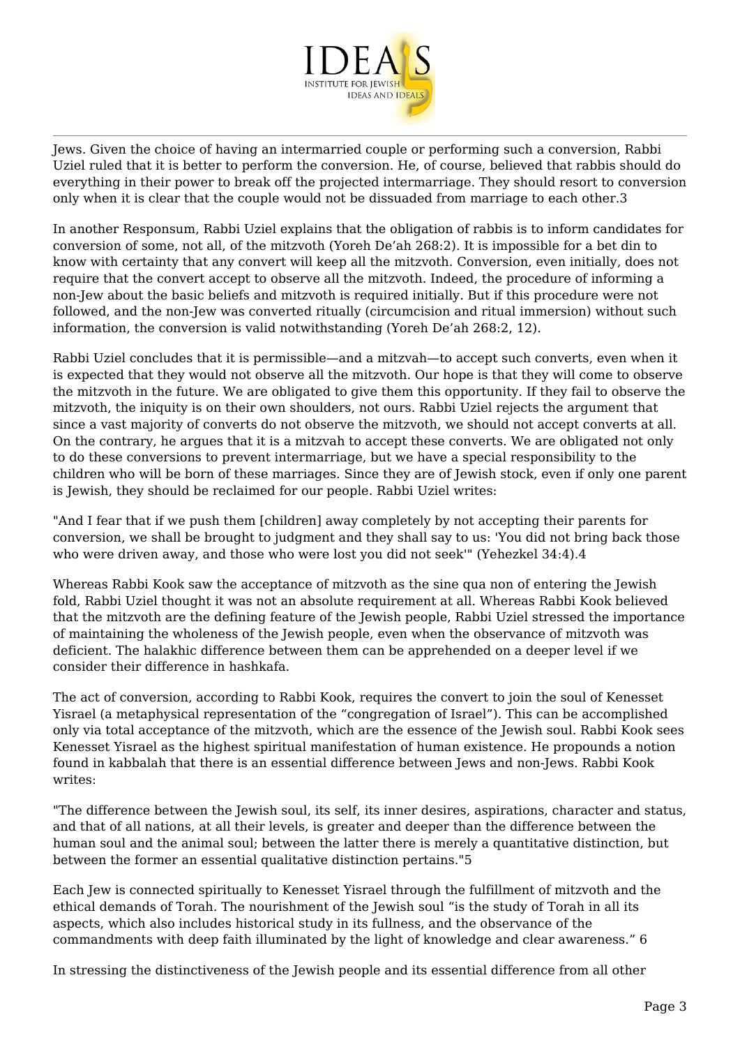Jews. Given the choice of having an intermarried couple or performing such a conversion, Rabbi Uziel ruled that it is better to perform the conversion. He, of course, believed that rabbis should do everything in their power to break off the projected intermarriage. They should resort to conversion only when it is clear that the couple would not be dissuaded from marriage to each other.[3]

In another Responsum, Rabbi Uziel explains that the obligation of rabbis is to inform candidates for conversion of some, not all, of the mitzvoth (Yoreh De'ah 268:2). It is impossible for a bet din to know with certainty that any convert will keep all the mitzvoth. Conversion, even initially, does not require that the convert accept to observe all the mitzvoth. Indeed, the procedure of informing a non-Jew about the basic beliefs and mitzvoth is required initially. But if this procedure were not followed, and the non-Jew was converted ritually (circumcision and ritual immersion) without such information, the conversion is valid notwithstanding (Yoreh De'ah 268:2, 12).

Rabbi Uziel concludes that it is permissible—and a mitzvah—to accept such converts, even when it is expected that they would not observe all the mitzvoth. Our hope is that they will come to observe the mitzvoth in the future. We are obligated to give them this opportunity. If they fail to observe the mitzvoth, the iniquity is on their own shoulders, not ours. Rabbi Uziel rejects the argument that since a vast majority of converts do not observe the mitzvoth, we should not accept converts at all. On the contrary, he argues that it is a mitzvah to accept these converts. We are obligated not only to do these conversions to prevent intermarriage, but we have a special responsibility to the children who will be born of these marriages. Since they are of Jewish stock, even if only one parent is Jewish, they should be reclaimed for our people. Rabbi Uziel writes:

"And I fear that if we push them [children] away completely by not accepting their parents for conversion, we shall be brought to judgment and they shall say to us: 'You did not bring back those who were driven away, and those who were lost you did not seek'" (Yehezkel 34:4).[4]

Whereas Rabbi Kook saw the acceptance of mitzvoth as the sine qua non of entering the Jewish fold, Rabbi Uziel thought it was not an absolute requirement at all. Whereas Rabbi Kook believed that the mitzvoth are the defining feature of the Jewish people, Rabbi Uziel stressed the importance of maintaining the wholeness of the Jewish people, even when the observance of mitzvoth was deficient. The halakhic difference between them can be apprehended on a deeper level if we consider their difference in hashkafa.

The act of conversion, according to Rabbi Kook, requires the convert to join the soul of Kenesset Yisrael (a metaphysical representation of the "congregation of Israel"). This can be accomplished only via total acceptance of the mitzvoth, which are the essence of the Jewish soul. Rabbi Kook sees Kenesset Yisrael as the highest spiritual manifestation of human existence. He propounds a notion found in kabbalah that there is an essential difference between Jews and non-Jews. Rabbi Kook writes:

"The difference between the Jewish soul, its self, its inner desires, aspirations, character and status, and that of all nations, at all their levels, is greater and deeper than the difference between the human soul and the animal soul; between the latter there is merely a quantitative distinction, but between the former an essential qualitative distinction pertains."[5]

Each Jew is connected spiritually to Kenesset Yisrael through the fulfillment of mitzvoth and the ethical demands of Torah. The nourishment of the Jewish soul "is the study of Torah in all its aspects, which also includes historical study in its fullness, and the observance of the commandments with deep faith illuminated by the light of knowledge and clear awareness."[6]

In stressing the distinctiveness of the Jewish people and its essential difference from all other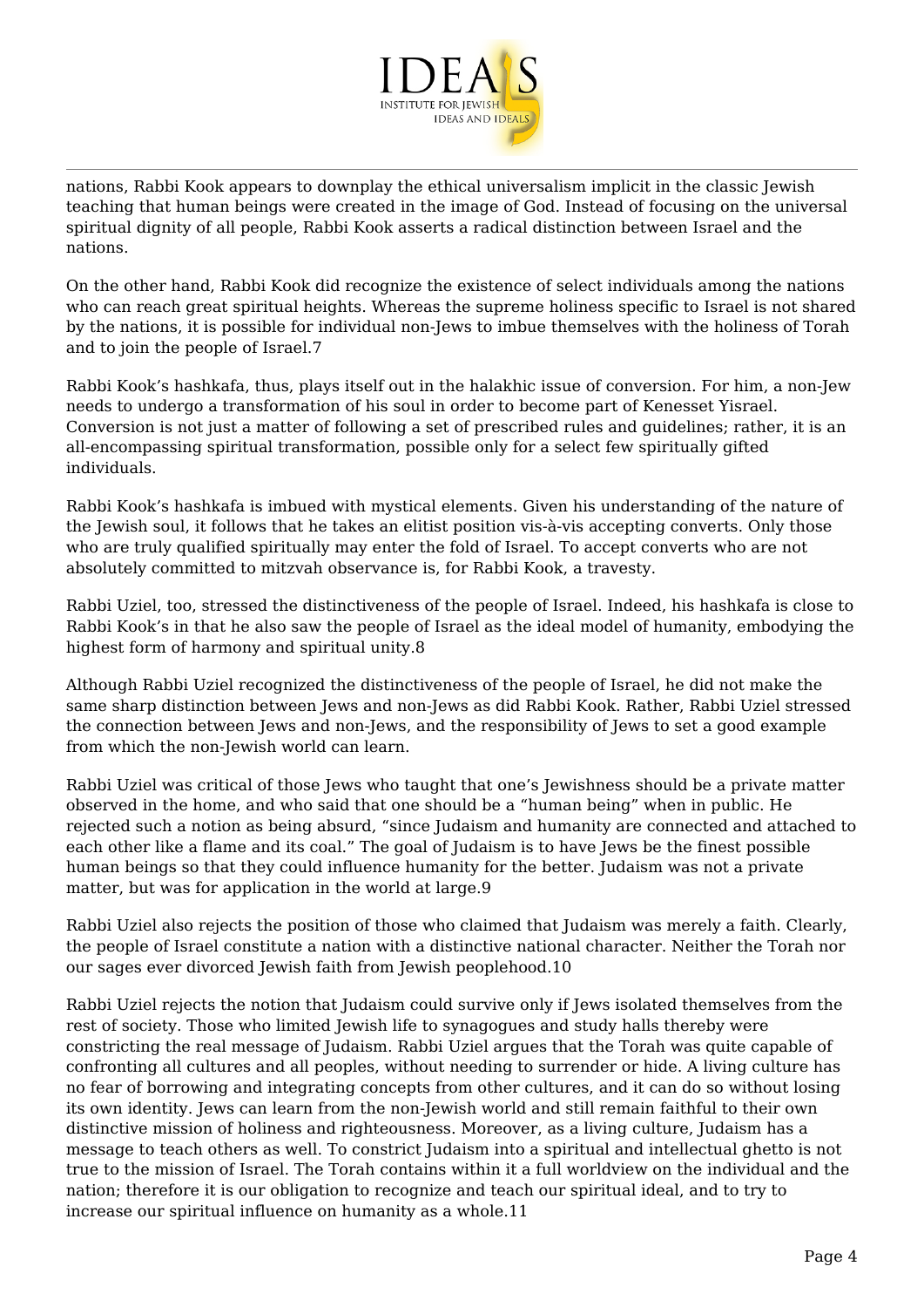nations, Rabbi Kook appears to downplay the ethical universalism implicit in the classic Jewish teaching that human beings were created in the image of God. Instead of focusing on the universal spiritual dignity of all people, Rabbi Kook asserts a radical distinction between Israel and the nations.

On the other hand, Rabbi Kook did recognize the existence of select individuals among the nations who can reach great spiritual heights. Whereas the supreme holiness specific to Israel is not shared by the nations, it is possible for individual non-Jews to imbue themselves with the holiness of Torah and to join the people of Israel.[7]

Rabbi Kook's hashkafa, thus, plays itself out in the halakhic issue of conversion. For him, a non-Jew needs to undergo a transformation of his soul in order to become part of Kenesset Yisrael. Conversion is not just a matter of following a set of prescribed rules and guidelines; rather, it is an all-encompassing spiritual transformation, possible only for a select few spiritually gifted individuals.

Rabbi Kook's hashkafa is imbued with mystical elements. Given his understanding of the nature of the Jewish soul, it follows that he takes an elitist position vis-à-vis accepting converts. Only those who are truly qualified spiritually may enter the fold of Israel. To accept converts who are not absolutely committed to mitzvah observance is, for Rabbi Kook, a travesty.

Rabbi Uziel, too, stressed the distinctiveness of the people of Israel. Indeed, his hashkafa is close to Rabbi Kook's in that he also saw the people of Israel as the ideal model of humanity, embodying the highest form of harmony and spiritual unity.[8]

Although Rabbi Uziel recognized the distinctiveness of the people of Israel, he did not make the same sharp distinction between Jews and non-Jews as did Rabbi Kook. Rather, Rabbi Uziel stressed the connection between Jews and non-Jews, and the responsibility of Jews to set a good example from which the non-Jewish world can learn.

Rabbi Uziel was critical of those Jews who taught that one's Jewishness should be a private matter observed in the home, and who said that one should be a "human being" when in public. He rejected such a notion as being absurd, "since Judaism and humanity are connected and attached to each other like a flame and its coal." The goal of Judaism is to have Jews be the finest possible human beings so that they could influence humanity for the better. Judaism was not a private matter, but was for application in the world at large.[9]

Rabbi Uziel also rejects the position of those who claimed that Judaism was merely a faith. Clearly, the people of Israel constitute a nation with a distinctive national character. Neither the Torah nor our sages ever divorced Jewish faith from Jewish peoplehood.[10]

Rabbi Uziel rejects the notion that Judaism could survive only if Jews isolated themselves from the rest of society. Those who limited Jewish life to synagogues and study halls thereby were constricting the real message of Judaism. Rabbi Uziel argues that the Torah was quite capable of confronting all cultures and all peoples, without needing to surrender or hide. A living culture has no fear of borrowing and integrating concepts from other cultures, and it can do so without losing its own identity. Jews can learn from the non-Jewish world and still remain faithful to their own distinctive mission of holiness and righteousness. Moreover, as a living culture, Judaism has a message to teach others as well. To constrict Judaism into a spiritual and intellectual ghetto is not true to the mission of Israel. The Torah contains within it a full worldview on the individual and the nation; therefore it is our obligation to recognize and teach our spiritual ideal, and to try to increase our spiritual influence on humanity as a whole.[11]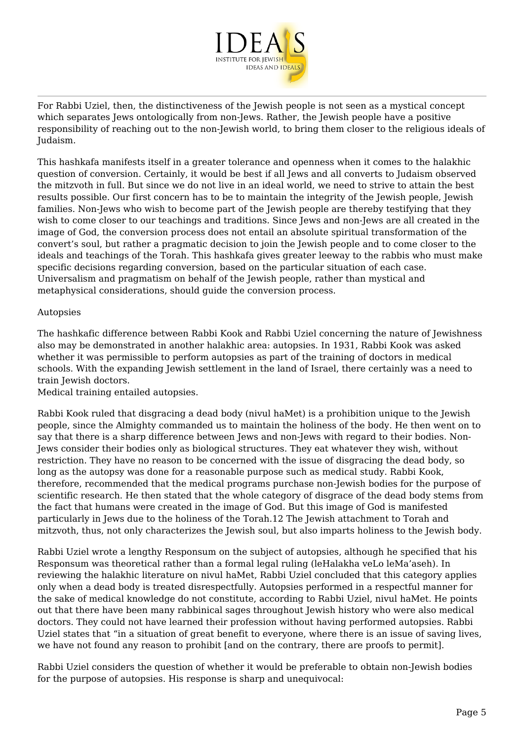For Rabbi Uziel, then, the distinctiveness of the Jewish people is not seen as a mystical concept which separates Jews ontologically from non-Jews. Rather, the Jewish people have a positive responsibility of reaching out to the non-Jewish world, to bring them closer to the religious ideals of Judaism.

This hashkafa manifests itself in a greater tolerance and openness when it comes to the halakhic question of conversion. Certainly, it would be best if all Jews and all converts to Judaism observed the mitzvoth in full. But since we do not live in an ideal world, we need to strive to attain the best results possible. Our first concern has to be to maintain the integrity of the Jewish people, Jewish families. Non-Jews who wish to become part of the Jewish people are thereby testifying that they wish to come closer to our teachings and traditions. Since Jews and non-Jews are all created in the image of God, the conversion process does not entail an absolute spiritual transformation of the convert's soul, but rather a pragmatic decision to join the Jewish people and to come closer to the ideals and teachings of the Torah. This hashkafa gives greater leeway to the rabbis who must make specific decisions regarding conversion, based on the particular situation of each case. Universalism and pragmatism on behalf of the Jewish people, rather than mystical and metaphysical considerations, should guide the conversion process.

## Autopsies

The hashkafic difference between Rabbi Kook and Rabbi Uziel concerning the nature of Jewishness also may be demonstrated in another halakhic area: autopsies. In 1931, Rabbi Kook was asked whether it was permissible to perform autopsies as part of the training of doctors in medical schools. With the expanding Jewish settlement in the land of Israel, there certainly was a need to train Jewish doctors.
Medical training entailed autopsies.

Rabbi Kook ruled that disgracing a dead body (nivul haMet) is a prohibition unique to the Jewish people, since the Almighty commanded us to maintain the holiness of the body. He then went on to say that there is a sharp difference between Jews and non-Jews with regard to their bodies. Non-Jews consider their bodies only as biological structures. They eat whatever they wish, without restriction. They have no reason to be concerned with the issue of disgracing the dead body, so long as the autopsy was done for a reasonable purpose such as medical study. Rabbi Kook, therefore, recommended that the medical programs purchase non-Jewish bodies for the purpose of scientific research. He then stated that the whole category of disgrace of the dead body stems from the fact that humans were created in the image of God. But this image of God is manifested particularly in Jews due to the holiness of the Torah.[12] The Jewish attachment to Torah and mitzvoth, thus, not only characterizes the Jewish soul, but also imparts holiness to the Jewish body.

Rabbi Uziel wrote a lengthy Responsum on the subject of autopsies, although he specified that his Responsum was theoretical rather than a formal legal ruling (leHalakha veLo leMa'aseh). In reviewing the halakhic literature on nivul haMet, Rabbi Uziel concluded that this category applies only when a dead body is treated disrespectfully. Autopsies performed in a respectful manner for the sake of medical knowledge do not constitute, according to Rabbi Uziel, nivul haMet. He points out that there have been many rabbinical sages throughout Jewish history who were also medical doctors. They could not have learned their profession without having performed autopsies. Rabbi Uziel states that "in a situation of great benefit to everyone, where there is an issue of saving lives, we have not found any reason to prohibit [and on the contrary, there are proofs to permit].

Rabbi Uziel considers the question of whether it would be preferable to obtain non-Jewish bodies for the purpose of autopsies. His response is sharp and unequivocal: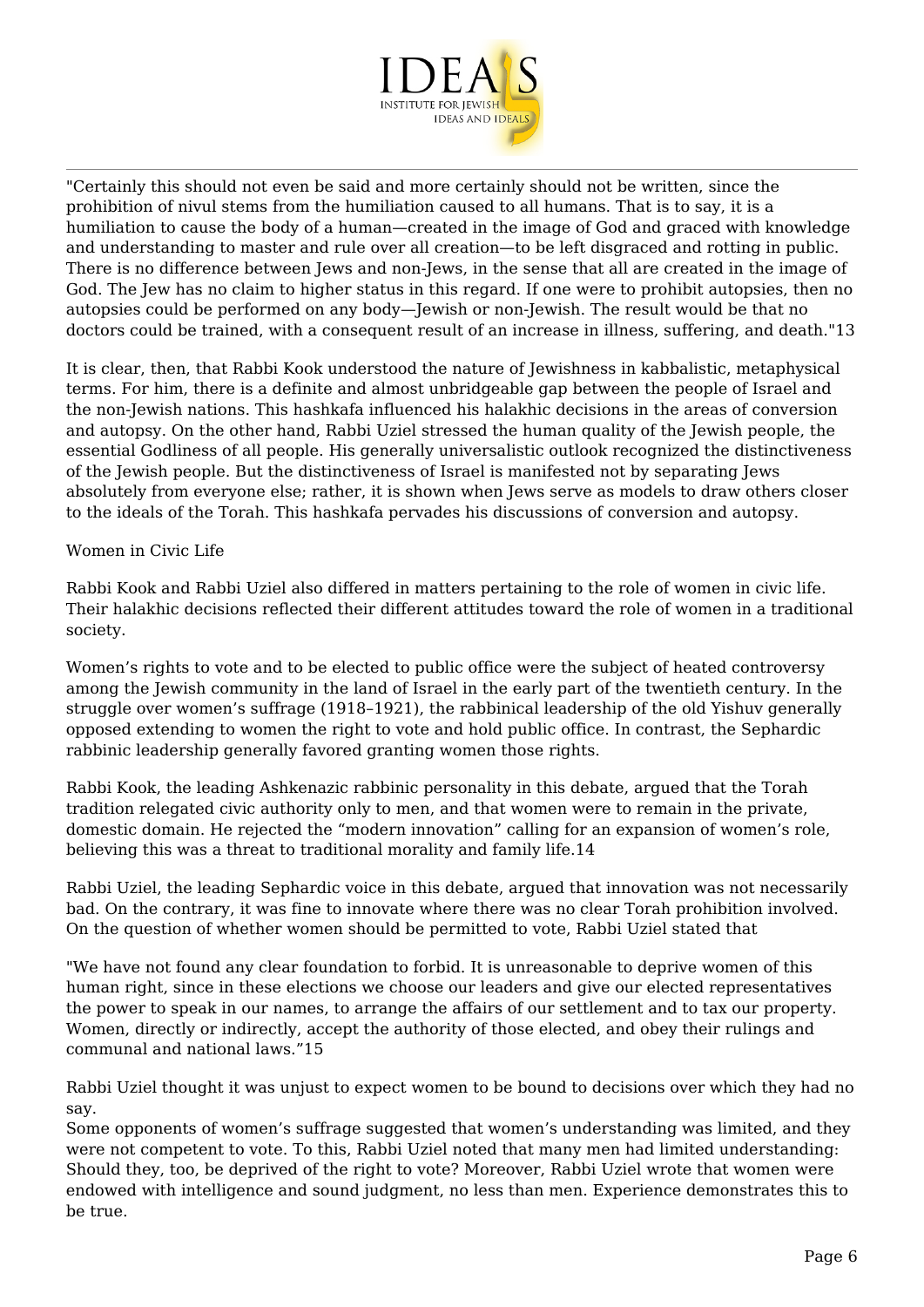"Certainly this should not even be said and more certainly should not be written, since the prohibition of nivul stems from the humiliation caused to all humans. That is to say, it is a humiliation to cause the body of a human—created in the image of God and graced with knowledge and understanding to master and rule over all creation—to be left disgraced and rotting in public. There is no difference between Jews and non-Jews, in the sense that all are created in the image of God. The Jew has no claim to higher status in this regard. If one were to prohibit autopsies, then no autopsies could be performed on any body—Jewish or non-Jewish. The result would be that no doctors could be trained, with a consequent result of an increase in illness, suffering, and death."13

It is clear, then, that Rabbi Kook understood the nature of Jewishness in kabbalistic, metaphysical terms. For him, there is a definite and almost unbridgeable gap between the people of Israel and the non-Jewish nations. This hashkafa influenced his halakhic decisions in the areas of conversion and autopsy. On the other hand, Rabbi Uziel stressed the human quality of the Jewish people, the essential Godliness of all people. His generally universalistic outlook recognized the distinctiveness of the Jewish people. But the distinctiveness of Israel is manifested not by separating Jews absolutely from everyone else; rather, it is shown when Jews serve as models to draw others closer to the ideals of the Torah. This hashkafa pervades his discussions of conversion and autopsy.

## Women in Civic Life

Rabbi Kook and Rabbi Uziel also differed in matters pertaining to the role of women in civic life. Their halakhic decisions reflected their different attitudes toward the role of women in a traditional society.

Women's rights to vote and to be elected to public office were the subject of heated controversy among the Jewish community in the land of Israel in the early part of the twentieth century. In the struggle over women's suffrage (1918–1921), the rabbinical leadership of the old Yishuv generally opposed extending to women the right to vote and hold public office. In contrast, the Sephardic rabbinic leadership generally favored granting women those rights.

Rabbi Kook, the leading Ashkenazic rabbinic personality in this debate, argued that the Torah tradition relegated civic authority only to men, and that women were to remain in the private, domestic domain. He rejected the "modern innovation" calling for an expansion of women's role, believing this was a threat to traditional morality and family life.14

Rabbi Uziel, the leading Sephardic voice in this debate, argued that innovation was not necessarily bad. On the contrary, it was fine to innovate where there was no clear Torah prohibition involved. On the question of whether women should be permitted to vote, Rabbi Uziel stated that

"We have not found any clear foundation to forbid. It is unreasonable to deprive women of this human right, since in these elections we choose our leaders and give our elected representatives the power to speak in our names, to arrange the affairs of our settlement and to tax our property. Women, directly or indirectly, accept the authority of those elected, and obey their rulings and communal and national laws."15

Rabbi Uziel thought it was unjust to expect women to be bound to decisions over which they had no say.
Some opponents of women's suffrage suggested that women's understanding was limited, and they were not competent to vote. To this, Rabbi Uziel noted that many men had limited understanding: Should they, too, be deprived of the right to vote? Moreover, Rabbi Uziel wrote that women were endowed with intelligence and sound judgment, no less than men. Experience demonstrates this to be true.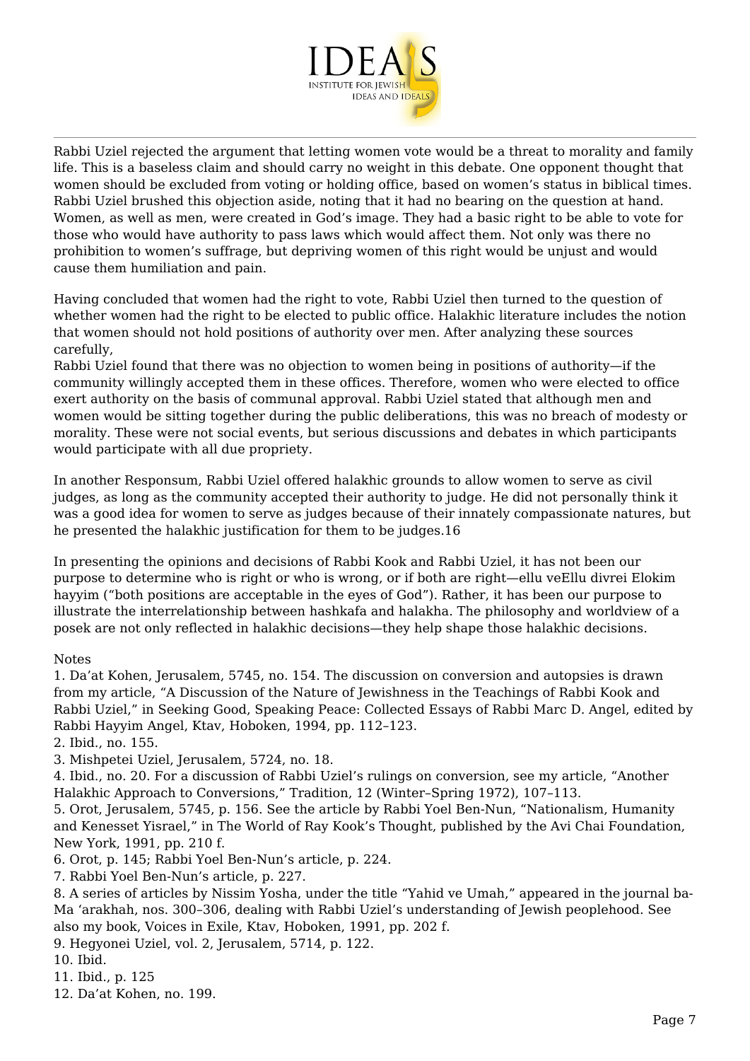Rabbi Uziel rejected the argument that letting women vote would be a threat to morality and family life. This is a baseless claim and should carry no weight in this debate. One opponent thought that women should be excluded from voting or holding office, based on women's status in biblical times. Rabbi Uziel brushed this objection aside, noting that it had no bearing on the question at hand. Women, as well as men, were created in God's image. They had a basic right to be able to vote for those who would have authority to pass laws which would affect them. Not only was there no prohibition to women's suffrage, but depriving women of this right would be unjust and would cause them humiliation and pain.

Having concluded that women had the right to vote, Rabbi Uziel then turned to the question of whether women had the right to be elected to public office. Halakhic literature includes the notion that women should not hold positions of authority over men. After analyzing these sources carefully,
Rabbi Uziel found that there was no objection to women being in positions of authority—if the community willingly accepted them in these offices. Therefore, women who were elected to office exert authority on the basis of communal approval. Rabbi Uziel stated that although men and women would be sitting together during the public deliberations, this was no breach of modesty or morality. These were not social events, but serious discussions and debates in which participants would participate with all due propriety.

In another Responsum, Rabbi Uziel offered halakhic grounds to allow women to serve as civil judges, as long as the community accepted their authority to judge. He did not personally think it was a good idea for women to serve as judges because of their innately compassionate natures, but he presented the halakhic justification for them to be judges.[16]

In presenting the opinions and decisions of Rabbi Kook and Rabbi Uziel, it has not been our purpose to determine who is right or who is wrong, or if both are right—ellu veEllu divrei Elokim hayyim ("both positions are acceptable in the eyes of God"). Rather, it has been our purpose to illustrate the interrelationship between hashkafa and halakha. The philosophy and worldview of a posek are not only reflected in halakhic decisions—they help shape those halakhic decisions.

Notes

1. Da'at Kohen, Jerusalem, 5745, no. 154. The discussion on conversion and autopsies is drawn from my article, "A Discussion of the Nature of Jewishness in the Teachings of Rabbi Kook and Rabbi Uziel," in Seeking Good, Speaking Peace: Collected Essays of Rabbi Marc D. Angel, edited by Rabbi Hayyim Angel, Ktav, Hoboken, 1994, pp. 112–123.
2. Ibid., no. 155.
3. Mishpetei Uziel, Jerusalem, 5724, no. 18.
4. Ibid., no. 20. For a discussion of Rabbi Uziel's rulings on conversion, see my article, "Another Halakhic Approach to Conversions," Tradition, 12 (Winter–Spring 1972), 107–113.
5. Orot, Jerusalem, 5745, p. 156. See the article by Rabbi Yoel Ben-Nun, "Nationalism, Humanity and Kenesset Yisrael," in The World of Rav Kook's Thought, published by the Avi Chai Foundation, New York, 1991, pp. 210 f.
6. Orot, p. 145; Rabbi Yoel Ben-Nun's article, p. 224.
7. Rabbi Yoel Ben-Nun's article, p. 227.
8. A series of articles by Nissim Yosha, under the title "Yahid ve Umah," appeared in the journal ba-Ma 'arakhah, nos. 300–306, dealing with Rabbi Uziel's understanding of Jewish peoplehood. See also my book, Voices in Exile, Ktav, Hoboken, 1991, pp. 202 f.
9. Hegyonei Uziel, vol. 2, Jerusalem, 5714, p. 122.
10. Ibid.
11. Ibid., p. 125
12. Da'at Kohen, no. 199.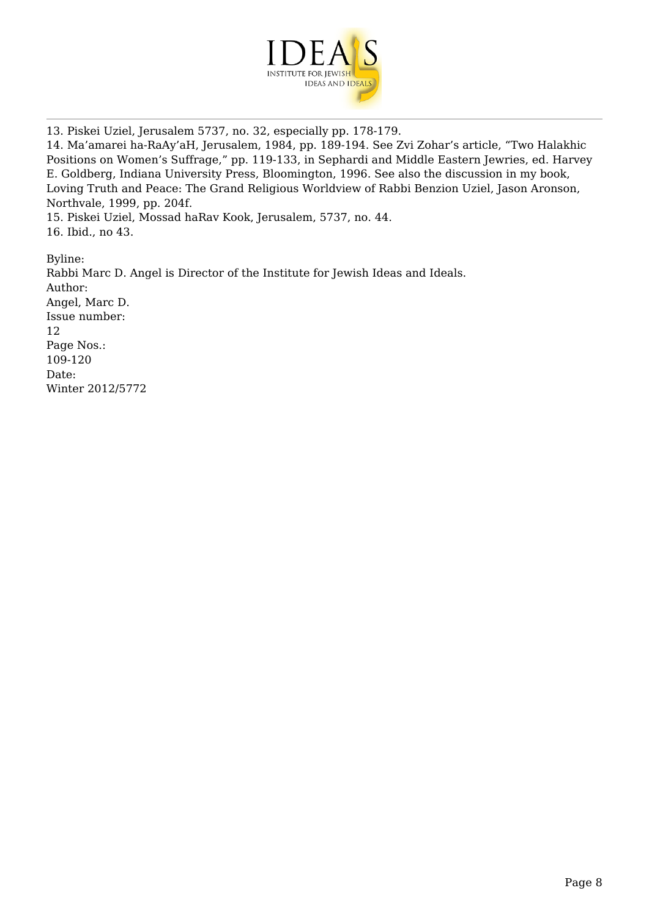13. Piskei Uziel, Jerusalem 5737, no. 32, especially pp. 178-179.
14. Ma'amarei ha-RaAy'aH, Jerusalem, 1984, pp. 189-194. See Zvi Zohar's article, "Two Halakhic Positions on Women's Suffrage," pp. 119-133, in Sephardi and Middle Eastern Jewries, ed. Harvey E. Goldberg, Indiana University Press, Bloomington, 1996. See also the discussion in my book, Loving Truth and Peace: The Grand Religious Worldview of Rabbi Benzion Uziel, Jason Aronson, Northvale, 1999, pp. 204f.
15. Piskei Uziel, Mossad haRav Kook, Jerusalem, 5737, no. 44.
16. Ibid., no 43.

Byline:
Rabbi Marc D. Angel is Director of the Institute for Jewish Ideas and Ideals.
Author:
Angel, Marc D.
Issue number:
12
Page Nos.:
109-120
Date:
Winter 2012/5772